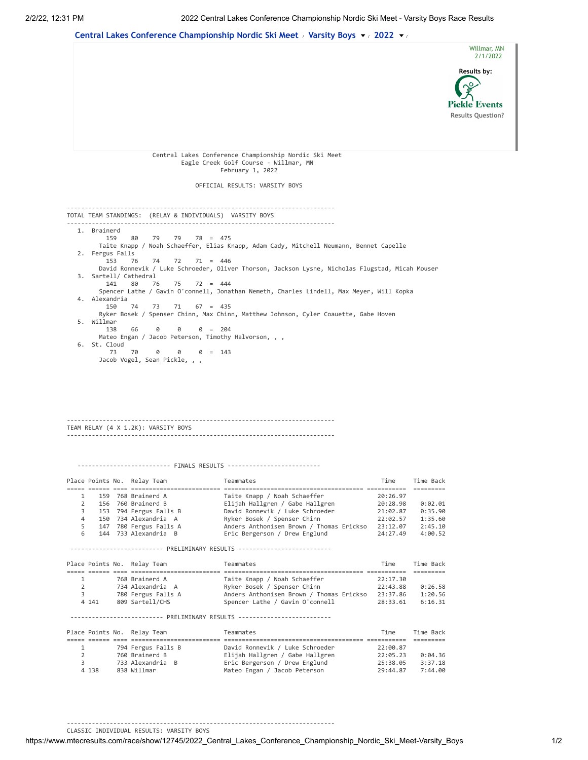**Central Lakes Conference Championship Nordic Ski Meet** / **Varsity Boys** / **2022**

Willmar, MN
2/1/2022

Results by:
Pickle Events
Results Question?

Central Lakes Conference Championship Nordic Ski Meet
Eagle Creek Golf Course - Willmar, MN
February 1, 2022

OFFICIAL RESULTS: VARSITY BOYS

## TOTAL TEAM STANDINGS: (RELAY & INDIVIDUALS) VARSITY BOYS

1. Brainerd
   159 80 79 79 78 = 475
   Taite Knapp / Noah Schaeffer, Elias Knapp, Adam Cady, Mitchell Neumann, Bennet Capelle
2. Fergus Falls
   153 76 74 72 71 = 446
   David Ronnevik / Luke Schroeder, Oliver Thorson, Jackson Lysne, Nicholas Flugstad, Micah Mouser
3. Sartell/ Cathedral
   141 80 76 75 72 = 444
   Spencer Lathe / Gavin O'connell, Jonathan Nemeth, Charles Lindell, Max Meyer, Will Kopka
4. Alexandria
   150 74 73 71 67 = 435
   Ryker Bosek / Spenser Chinn, Max Chinn, Matthew Johnson, Cyler Coauette, Gabe Hoven
5. Willmar
   138 66 0 0 0 = 204
   Mateo Engan / Jacob Peterson, Timothy Halvorson, , ,
6. St. Cloud
   73 70 0 0 0 = 143
   Jacob Vogel, Sean Pickle, , ,

## TEAM RELAY (4 X 1.2K): VARSITY BOYS

### FINALS RESULTS

| Place | Points | No. | Relay Team | Teammates | Time | Time Back |
|---|---|---|---|---|---|---|
| 1 | 159 | 768 | Brainerd A | Taite Knapp / Noah Schaeffer | 20:26.97 | |
| 2 | 156 | 760 | Brainerd B | Elijah Hallgren / Gabe Hallgren | 20:28.98 | 0:02.01 |
| 3 | 153 | 794 | Fergus Falls B | David Ronnevik / Luke Schroeder | 21:02.87 | 0:35.90 |
| 4 | 150 | 734 | Alexandria A | Ryker Bosek / Spenser Chinn | 22:02.57 | 1:35.60 |
| 5 | 147 | 780 | Fergus Falls A | Anders Anthonisen Brown / Thomas Ericksо | 23:12.07 | 2:45.10 |
| 6 | 144 | 733 | Alexandria B | Eric Bergerson / Drew Englund | 24:27.49 | 4:00.52 |

### PRELIMINARY RESULTS

| Place | Points | No. | Relay Team | Teammates | Time | Time Back |
|---|---|---|---|---|---|---|
| 1 | | 768 | Brainerd A | Taite Knapp / Noah Schaeffer | 22:17.30 | |
| 2 | | 734 | Alexandria A | Ryker Bosek / Spenser Chinn | 22:43.88 | 0:26.58 |
| 3 | | 780 | Fergus Falls A | Anders Anthonisen Brown / Thomas Ericksо | 23:37.86 | 1:20.56 |
| 4 | 141 | 809 | Sartell/CHS | Spencer Lathe / Gavin O'connell | 28:33.61 | 6:16.31 |

### PRELIMINARY RESULTS

| Place | Points | No. | Relay Team | Teammates | Time | Time Back |
|---|---|---|---|---|---|---|
| 1 | | 794 | Fergus Falls B | David Ronnevik / Luke Schroeder | 22:00.87 | |
| 2 | | 760 | Brainerd B | Elijah Hallgren / Gabe Hallgren | 22:05.23 | 0:04.36 |
| 3 | | 733 | Alexandria B | Eric Bergerson / Drew Englund | 25:38.05 | 3:37.18 |
| 4 | 138 | 838 | Willmar | Mateo Engan / Jacob Peterson | 29:44.87 | 7:44.00 |

## CLASSIC INDIVIDUAL RESULTS: VARSITY BOYS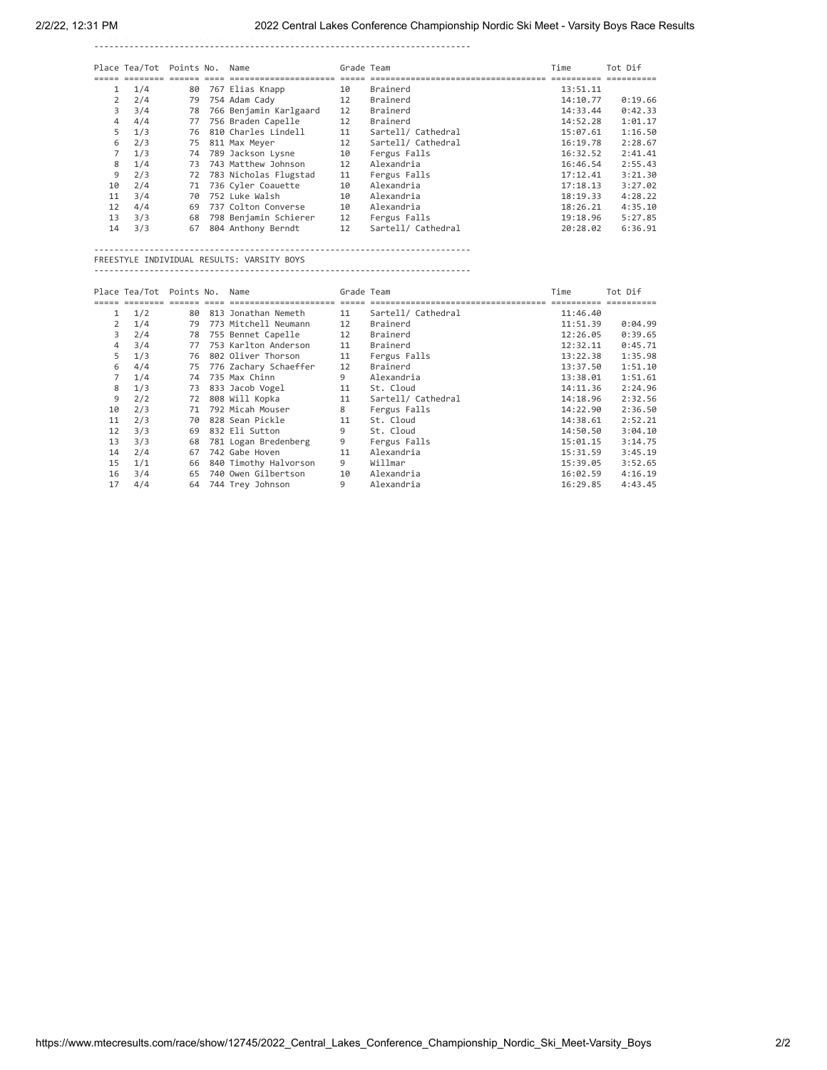| Place | Tea/Tot | Points | No. | Name | Grade | Team | Time | Tot Dif |
|---|---|---|---|---|---|---|---|---|
| 1 | 1/4 | 80 | 767 | Elias Knapp | 10 | Brainerd | 13:51.11 | |
| 2 | 2/4 | 79 | 754 | Adam Cady | 12 | Brainerd | 14:10.77 | 0:19.66 |
| 3 | 3/4 | 78 | 766 | Benjamin Karlgaard | 12 | Brainerd | 14:33.44 | 0:42.33 |
| 4 | 4/4 | 77 | 756 | Braden Capelle | 12 | Brainerd | 14:52.28 | 1:01.17 |
| 5 | 1/3 | 76 | 810 | Charles Lindell | 11 | Sartell/ Cathedral | 15:07.61 | 1:16.50 |
| 6 | 2/3 | 75 | 811 | Max Meyer | 12 | Sartell/ Cathedral | 16:19.78 | 2:28.67 |
| 7 | 1/3 | 74 | 789 | Jackson Lysne | 10 | Fergus Falls | 16:32.52 | 2:41.41 |
| 8 | 1/4 | 73 | 743 | Matthew Johnson | 12 | Alexandria | 16:46.54 | 2:55.43 |
| 9 | 2/3 | 72 | 783 | Nicholas Flugstad | 11 | Fergus Falls | 17:12.41 | 3:21.30 |
| 10 | 2/4 | 71 | 736 | Cyler Coauette | 10 | Alexandria | 17:18.13 | 3:27.02 |
| 11 | 3/4 | 70 | 752 | Luke Walsh | 10 | Alexandria | 18:19.33 | 4:28.22 |
| 12 | 4/4 | 69 | 737 | Colton Converse | 10 | Alexandria | 18:26.21 | 4:35.10 |
| 13 | 3/3 | 68 | 798 | Benjamin Schierer | 12 | Fergus Falls | 19:18.96 | 5:27.85 |
| 14 | 3/3 | 67 | 804 | Anthony Berndt | 12 | Sartell/ Cathedral | 20:28.02 | 6:36.91 |

FREESTYLE INDIVIDUAL RESULTS: VARSITY BOYS

| Place | Tea/Tot | Points | No. | Name | Grade | Team | Time | Tot Dif |
|---|---|---|---|---|---|---|---|---|
| 1 | 1/2 | 80 | 813 | Jonathan Nemeth | 11 | Sartell/ Cathedral | 11:46.40 | |
| 2 | 1/4 | 79 | 773 | Mitchell Neumann | 12 | Brainerd | 11:51.39 | 0:04.99 |
| 3 | 2/4 | 78 | 755 | Bennet Capelle | 12 | Brainerd | 12:26.05 | 0:39.65 |
| 4 | 3/4 | 77 | 753 | Karlton Anderson | 11 | Brainerd | 12:32.11 | 0:45.71 |
| 5 | 1/3 | 76 | 802 | Oliver Thorson | 11 | Fergus Falls | 13:22.38 | 1:35.98 |
| 6 | 4/4 | 75 | 776 | Zachary Schaeffer | 12 | Brainerd | 13:37.50 | 1:51.10 |
| 7 | 1/4 | 74 | 735 | Max Chinn | 9 | Alexandria | 13:38.01 | 1:51.61 |
| 8 | 1/3 | 73 | 833 | Jacob Vogel | 11 | St. Cloud | 14:11.36 | 2:24.96 |
| 9 | 2/2 | 72 | 808 | Will Kopka | 11 | Sartell/ Cathedral | 14:18.96 | 2:32.56 |
| 10 | 2/3 | 71 | 792 | Micah Mouser | 8 | Fergus Falls | 14:22.90 | 2:36.50 |
| 11 | 2/3 | 70 | 828 | Sean Pickle | 11 | St. Cloud | 14:38.61 | 2:52.21 |
| 12 | 3/3 | 69 | 832 | Eli Sutton | 9 | St. Cloud | 14:50.50 | 3:04.10 |
| 13 | 3/3 | 68 | 781 | Logan Bredenberg | 9 | Fergus Falls | 15:01.15 | 3:14.75 |
| 14 | 2/4 | 67 | 742 | Gabe Hoven | 11 | Alexandria | 15:31.59 | 3:45.19 |
| 15 | 1/1 | 66 | 840 | Timothy Halvorson | 9 | Willmar | 15:39.05 | 3:52.65 |
| 16 | 3/4 | 65 | 740 | Owen Gilbertson | 10 | Alexandria | 16:02.59 | 4:16.19 |
| 17 | 4/4 | 64 | 744 | Trey Johnson | 9 | Alexandria | 16:29.85 | 4:43.45 |